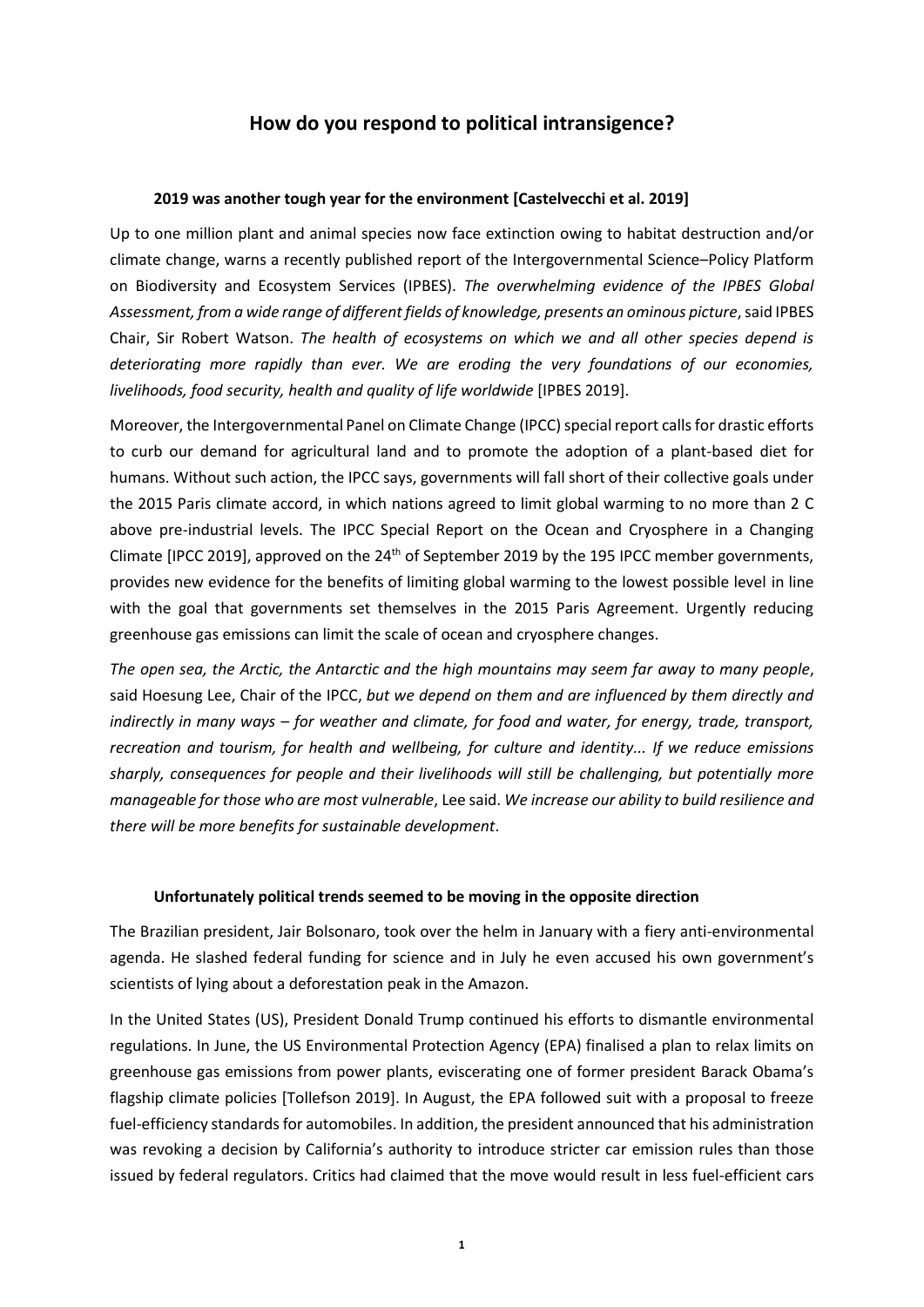# How do you respond to political intransigence?

## 2019 was another tough year for the environment [Castelvecchi et al. 2019]

Up to one million plant and animal species now face extinction owing to habitat destruction and/or climate change, warns a recently published report of the Intergovernmental Science–Policy Platform on Biodiversity and Ecosystem Services (IPBES). *The overwhelming evidence of the IPBES Global Assessment, from a wide range of different fields of knowledge, presents an ominous picture*, said IPBES Chair, Sir Robert Watson. *The health of ecosystems on which we and all other species depend is deteriorating more rapidly than ever. We are eroding the very foundations of our economies, livelihoods, food security, health and quality of life worldwide* [IPBES 2019].

Moreover, the Intergovernmental Panel on Climate Change (IPCC) special report calls for drastic efforts to curb our demand for agricultural land and to promote the adoption of a plant-based diet for humans. Without such action, the IPCC says, governments will fall short of their collective goals under the 2015 Paris climate accord, in which nations agreed to limit global warming to no more than 2 C above pre-industrial levels. The IPCC Special Report on the Ocean and Cryosphere in a Changing Climate [IPCC 2019], approved on the 24th of September 2019 by the 195 IPCC member governments, provides new evidence for the benefits of limiting global warming to the lowest possible level in line with the goal that governments set themselves in the 2015 Paris Agreement. Urgently reducing greenhouse gas emissions can limit the scale of ocean and cryosphere changes.

*The open sea, the Arctic, the Antarctic and the high mountains may seem far away to many people*, said Hoesung Lee, Chair of the IPCC, *but we depend on them and are influenced by them directly and indirectly in many ways – for weather and climate, for food and water, for energy, trade, transport, recreation and tourism, for health and wellbeing, for culture and identity... If we reduce emissions sharply, consequences for people and their livelihoods will still be challenging, but potentially more manageable for those who are most vulnerable*, Lee said. *We increase our ability to build resilience and there will be more benefits for sustainable development*.

## Unfortunately political trends seemed to be moving in the opposite direction

The Brazilian president, Jair Bolsonaro, took over the helm in January with a fiery anti-environmental agenda. He slashed federal funding for science and in July he even accused his own government's scientists of lying about a deforestation peak in the Amazon.

In the United States (US), President Donald Trump continued his efforts to dismantle environmental regulations. In June, the US Environmental Protection Agency (EPA) finalised a plan to relax limits on greenhouse gas emissions from power plants, eviscerating one of former president Barack Obama's flagship climate policies [Tollefson 2019]. In August, the EPA followed suit with a proposal to freeze fuel-efficiency standards for automobiles. In addition, the president announced that his administration was revoking a decision by California's authority to introduce stricter car emission rules than those issued by federal regulators. Critics had claimed that the move would result in less fuel-efficient cars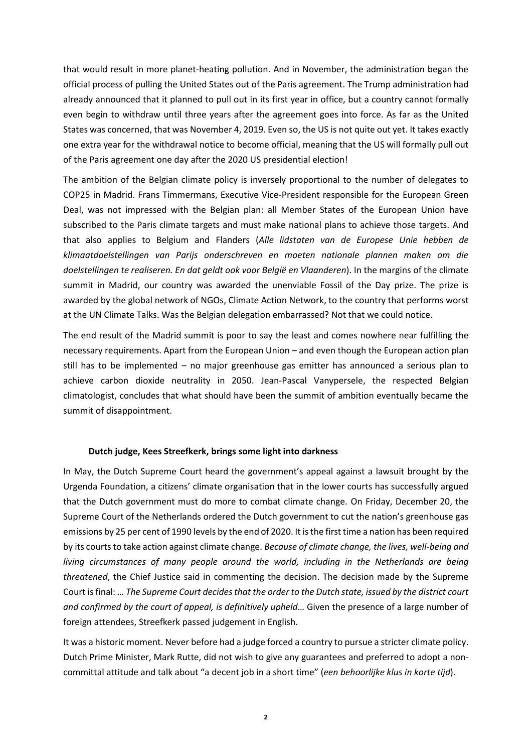that would result in more planet-heating pollution. And in November, the administration began the official process of pulling the United States out of the Paris agreement. The Trump administration had already announced that it planned to pull out in its first year in office, but a country cannot formally even begin to withdraw until three years after the agreement goes into force. As far as the United States was concerned, that was November 4, 2019. Even so, the US is not quite out yet. It takes exactly one extra year for the withdrawal notice to become official, meaning that the US will formally pull out of the Paris agreement one day after the 2020 US presidential election!

The ambition of the Belgian climate policy is inversely proportional to the number of delegates to COP25 in Madrid. Frans Timmermans, Executive Vice-President responsible for the European Green Deal, was not impressed with the Belgian plan: all Member States of the European Union have subscribed to the Paris climate targets and must make national plans to achieve those targets. And that also applies to Belgium and Flanders (*Alle lidstaten van de Europese Unie hebben de klimaatdoelstellingen van Parijs onderschreven en moeten nationale plannen maken om die doelstellingen te realiseren. En dat geldt ook voor België en Vlaanderen*). In the margins of the climate summit in Madrid, our country was awarded the unenviable Fossil of the Day prize. The prize is awarded by the global network of NGOs, Climate Action Network, to the country that performs worst at the UN Climate Talks. Was the Belgian delegation embarrassed? Not that we could notice.

The end result of the Madrid summit is poor to say the least and comes nowhere near fulfilling the necessary requirements. Apart from the European Union – and even though the European action plan still has to be implemented – no major greenhouse gas emitter has announced a serious plan to achieve carbon dioxide neutrality in 2050. Jean-Pascal Vanypersele, the respected Belgian climatologist, concludes that what should have been the summit of ambition eventually became the summit of disappointment.

**Dutch judge, Kees Streefkerk, brings some light into darkness**

In May, the Dutch Supreme Court heard the government's appeal against a lawsuit brought by the Urgenda Foundation, a citizens' climate organisation that in the lower courts has successfully argued that the Dutch government must do more to combat climate change. On Friday, December 20, the Supreme Court of the Netherlands ordered the Dutch government to cut the nation's greenhouse gas emissions by 25 per cent of 1990 levels by the end of 2020. It is the first time a nation has been required by its courts to take action against climate change. *Because of climate change, the lives, well-being and living circumstances of many people around the world, including in the Netherlands are being threatened*, the Chief Justice said in commenting the decision. The decision made by the Supreme Court is final: … *The Supreme Court decides that the order to the Dutch state, issued by the district court and confirmed by the court of appeal, is definitively upheld*… Given the presence of a large number of foreign attendees, Streefkerk passed judgement in English.

It was a historic moment. Never before had a judge forced a country to pursue a stricter climate policy. Dutch Prime Minister, Mark Rutte, did not wish to give any guarantees and preferred to adopt a non-committal attitude and talk about "a decent job in a short time" (*een behoorlijke klus in korte tijd*).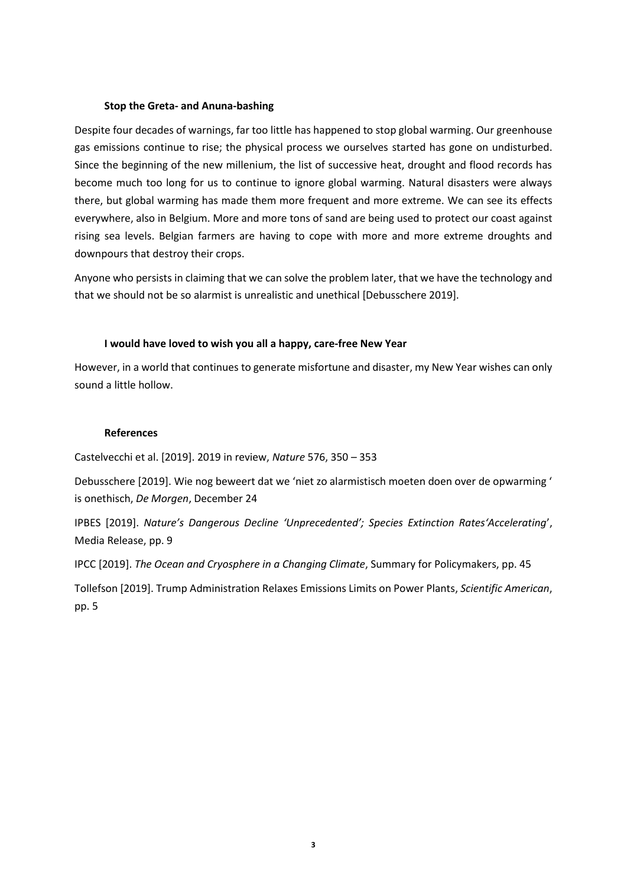**Stop the Greta- and Anuna-bashing**

Despite four decades of warnings, far too little has happened to stop global warming. Our greenhouse gas emissions continue to rise; the physical process we ourselves started has gone on undisturbed. Since the beginning of the new millenium, the list of successive heat, drought and flood records has become much too long for us to continue to ignore global warming. Natural disasters were always there, but global warming has made them more frequent and more extreme. We can see its effects everywhere, also in Belgium. More and more tons of sand are being used to protect our coast against rising sea levels. Belgian farmers are having to cope with more and more extreme droughts and downpours that destroy their crops.

Anyone who persists in claiming that we can solve the problem later, that we have the technology and that we should not be so alarmist is unrealistic and unethical [Debusschere 2019].

**I would have loved to wish you all a happy, care-free New Year**

However, in a world that continues to generate misfortune and disaster, my New Year wishes can only sound a little hollow.

**References**

Castelvecchi et al. [2019]. 2019 in review, *Nature* 576, 350 – 353

Debusschere [2019]. Wie nog beweert dat we 'niet zo alarmistisch moeten doen over de opwarming ' is onethisch, *De Morgen*, December 24

IPBES [2019]. *Nature's Dangerous Decline 'Unprecedented'; Species Extinction Rates'Accelerating*', Media Release, pp. 9

IPCC [2019]. *The Ocean and Cryosphere in a Changing Climate*, Summary for Policymakers, pp. 45

Tollefson [2019]. Trump Administration Relaxes Emissions Limits on Power Plants, *Scientific American*, pp. 5